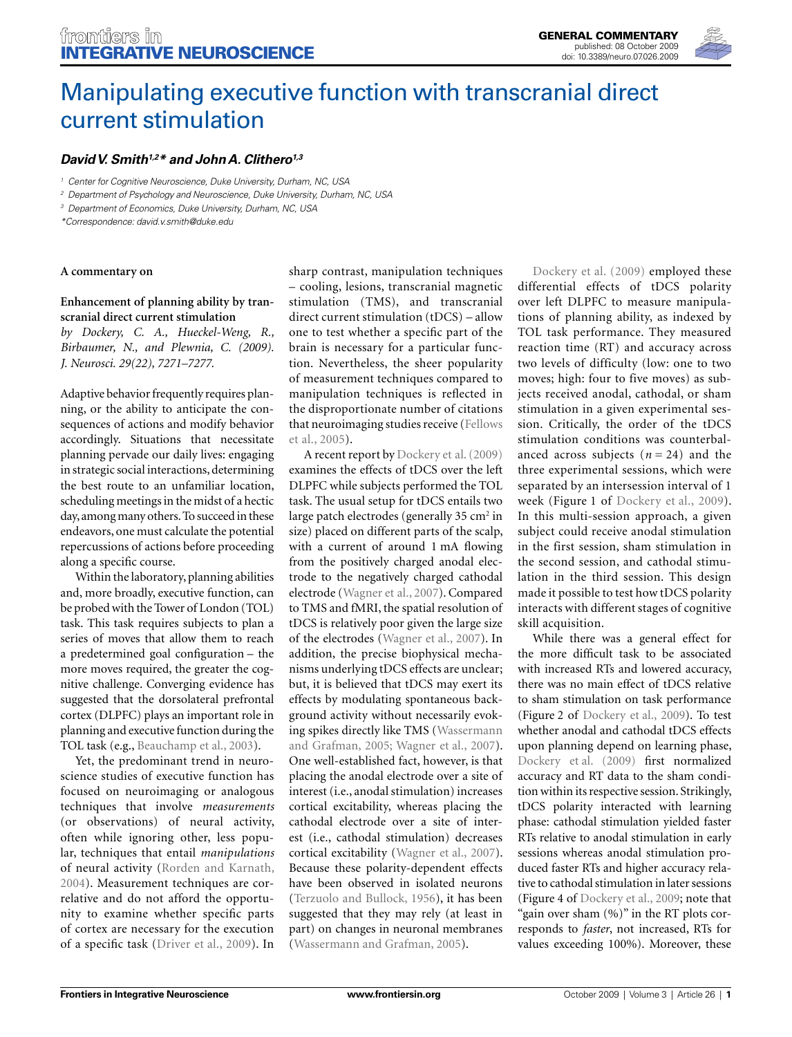GENERAL COMMENTARY
published: 08 October 2009
doi: 10.3389/neuro.07.026.2009

# Manipulating executive function with transcranial direct current stimulation

***David V. Smith[1,2]\* and John A. Clithero[1,3]***

[1] Center for Cognitive Neuroscience, Duke University, Durham, NC, USA
[2] Department of Psychology and Neuroscience, Duke University, Durham, NC, USA
[3] Department of Economics, Duke University, Durham, NC, USA
*Correspondence: david.v.smith@duke.edu

**A commentary on**

**Enhancement of planning ability by transcranial direct current stimulation**
*by Dockery, C. A., Hueckel-Weng, R., Birbaumer, N., and Plewnia, C. (2009). J. Neurosci. 29(22), 7271–7277.*

Adaptive behavior frequently requires planning, or the ability to anticipate the consequences of actions and modify behavior accordingly. Situations that necessitate planning pervade our daily lives: engaging in strategic social interactions, determining the best route to an unfamiliar location, scheduling meetings in the midst of a hectic day, among many others. To succeed in these endeavors, one must calculate the potential repercussions of actions before proceeding along a specific course.

Within the laboratory, planning abilities and, more broadly, executive function, can be probed with the Tower of London (TOL) task. This task requires subjects to plan a series of moves that allow them to reach a predetermined goal configuration – the more moves required, the greater the cognitive challenge. Converging evidence has suggested that the dorsolateral prefrontal cortex (DLPFC) plays an important role in planning and executive function during the TOL task (e.g., Beauchamp et al., 2003).

Yet, the predominant trend in neuroscience studies of executive function has focused on neuroimaging or analogous techniques that involve *measurements* (or observations) of neural activity, often while ignoring other, less popular, techniques that entail *manipulations* of neural activity (Rorden and Karnath, 2004). Measurement techniques are correlative and do not afford the opportunity to examine whether specific parts of cortex are necessary for the execution of a specific task (Driver et al., 2009). In sharp contrast, manipulation techniques – cooling, lesions, transcranial magnetic stimulation (TMS), and transcranial direct current stimulation (tDCS) – allow one to test whether a specific part of the brain is necessary for a particular function. Nevertheless, the sheer popularity of measurement techniques compared to manipulation techniques is reflected in the disproportionate number of citations that neuroimaging studies receive (Fellows et al., 2005).

A recent report by Dockery et al. (2009) examines the effects of tDCS over the left DLPFC while subjects performed the TOL task. The usual setup for tDCS entails two large patch electrodes (generally 35 cm$^2$ in size) placed on different parts of the scalp, with a current of around 1 mA flowing from the positively charged anodal electrode to the negatively charged cathodal electrode (Wagner et al., 2007). Compared to TMS and fMRI, the spatial resolution of tDCS is relatively poor given the large size of the electrodes (Wagner et al., 2007). In addition, the precise biophysical mechanisms underlying tDCS effects are unclear; but, it is believed that tDCS may exert its effects by modulating spontaneous background activity without necessarily evoking spikes directly like TMS (Wassermann and Grafman, 2005; Wagner et al., 2007). One well-established fact, however, is that placing the anodal electrode over a site of interest (i.e., anodal stimulation) increases cortical excitability, whereas placing the cathodal electrode over a site of interest (i.e., cathodal stimulation) decreases cortical excitability (Wagner et al., 2007). Because these polarity-dependent effects have been observed in isolated neurons (Terzuolo and Bullock, 1956), it has been suggested that they may rely (at least in part) on changes in neuronal membranes (Wassermann and Grafman, 2005).

Dockery et al. (2009) employed these differential effects of tDCS polarity over left DLPFC to measure manipulations of planning ability, as indexed by TOL task performance. They measured reaction time (RT) and accuracy across two levels of difficulty (low: one to two moves; high: four to five moves) as subjects received anodal, cathodal, or sham stimulation in a given experimental session. Critically, the order of the tDCS stimulation conditions was counterbalanced across subjects ($n = 24$) and the three experimental sessions, which were separated by an intersession interval of 1 week (Figure 1 of Dockery et al., 2009). In this multi-session approach, a given subject could receive anodal stimulation in the first session, sham stimulation in the second session, and cathodal stimulation in the third session. This design made it possible to test how tDCS polarity interacts with different stages of cognitive skill acquisition.

While there was a general effect for the more difficult task to be associated with increased RTs and lowered accuracy, there was no main effect of tDCS relative to sham stimulation on task performance (Figure 2 of Dockery et al., 2009). To test whether anodal and cathodal tDCS effects upon planning depend on learning phase, Dockery et al. (2009) first normalized accuracy and RT data to the sham condition within its respective session. Strikingly, tDCS polarity interacted with learning phase: cathodal stimulation yielded faster RTs relative to anodal stimulation in early sessions whereas anodal stimulation produced faster RTs and higher accuracy relative to cathodal stimulation in later sessions (Figure 4 of Dockery et al., 2009; note that "gain over sham (%)" in the RT plots corresponds to *faster*, not increased, RTs for values exceeding 100%). Moreover, these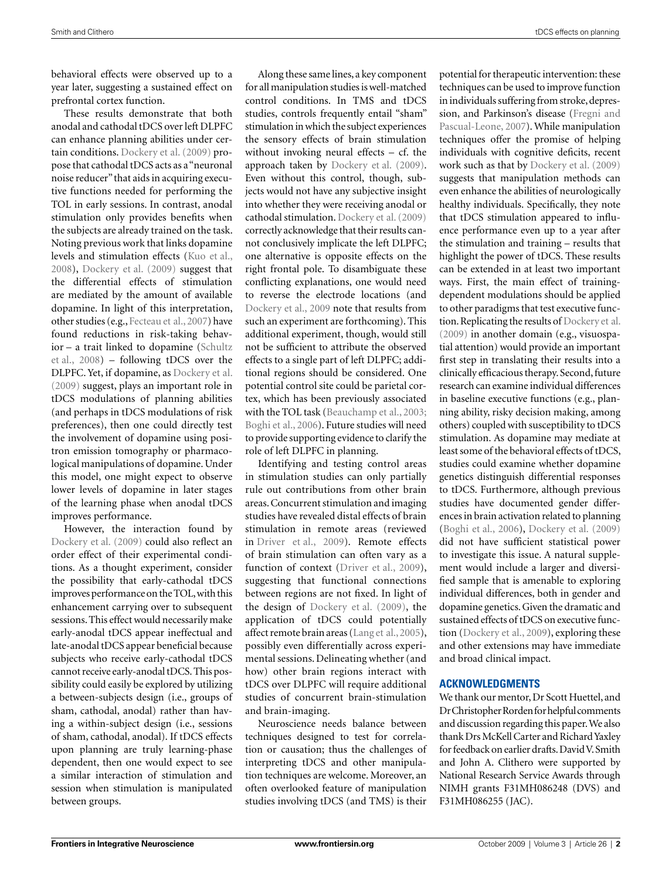behavioral effects were observed up to a year later, suggesting a sustained effect on prefrontal cortex function.

These results demonstrate that both anodal and cathodal tDCS over left DLPFC can enhance planning abilities under certain conditions. Dockery et al. (2009) propose that cathodal tDCS acts as a "neuronal noise reducer" that aids in acquiring executive functions needed for performing the TOL in early sessions. In contrast, anodal stimulation only provides benefits when the subjects are already trained on the task. Noting previous work that links dopamine levels and stimulation effects (Kuo et al., 2008), Dockery et al. (2009) suggest that the differential effects of stimulation are mediated by the amount of available dopamine. In light of this interpretation, other studies (e.g., Fecteau et al., 2007) have found reductions in risk-taking behavior – a trait linked to dopamine (Schultz et al., 2008) – following tDCS over the DLPFC. Yet, if dopamine, as Dockery et al. (2009) suggest, plays an important role in tDCS modulations of planning abilities (and perhaps in tDCS modulations of risk preferences), then one could directly test the involvement of dopamine using positron emission tomography or pharmacological manipulations of dopamine. Under this model, one might expect to observe lower levels of dopamine in later stages of the learning phase when anodal tDCS improves performance.

However, the interaction found by Dockery et al. (2009) could also reflect an order effect of their experimental conditions. As a thought experiment, consider the possibility that early-cathodal tDCS improves performance on the TOL, with this enhancement carrying over to subsequent sessions. This effect would necessarily make early-anodal tDCS appear ineffectual and late-anodal tDCS appear beneficial because subjects who receive early-cathodal tDCS cannot receive early-anodal tDCS. This possibility could easily be explored by utilizing a between-subjects design (i.e., groups of sham, cathodal, anodal) rather than having a within-subject design (i.e., sessions of sham, cathodal, anodal). If tDCS effects upon planning are truly learning-phase dependent, then one would expect to see a similar interaction of stimulation and session when stimulation is manipulated between groups.

Along these same lines, a key component for all manipulation studies is well-matched control conditions. In TMS and tDCS studies, controls frequently entail "sham" stimulation in which the subject experiences the sensory effects of brain stimulation without invoking neural effects – cf. the approach taken by Dockery et al. (2009). Even without this control, though, subjects would not have any subjective insight into whether they were receiving anodal or cathodal stimulation. Dockery et al. (2009) correctly acknowledge that their results cannot conclusively implicate the left DLPFC; one alternative is opposite effects on the right frontal pole. To disambiguate these conflicting explanations, one would need to reverse the electrode locations (and Dockery et al., 2009 note that results from such an experiment are forthcoming). This additional experiment, though, would still not be sufficient to attribute the observed effects to a single part of left DLPFC; additional regions should be considered. One potential control site could be parietal cortex, which has been previously associated with the TOL task (Beauchamp et al., 2003; Boghi et al., 2006). Future studies will need to provide supporting evidence to clarify the role of left DLPFC in planning.

Identifying and testing control areas in stimulation studies can only partially rule out contributions from other brain areas. Concurrent stimulation and imaging studies have revealed distal effects of brain stimulation in remote areas (reviewed in Driver et al., 2009). Remote effects of brain stimulation can often vary as a function of context (Driver et al., 2009), suggesting that functional connections between regions are not fixed. In light of the design of Dockery et al. (2009), the application of tDCS could potentially affect remote brain areas (Lang et al., 2005), possibly even differentially across experimental sessions. Delineating whether (and how) other brain regions interact with tDCS over DLPFC will require additional studies of concurrent brain-stimulation and brain-imaging.

Neuroscience needs balance between techniques designed to test for correlation or causation; thus the challenges of interpreting tDCS and other manipulation techniques are welcome. Moreover, an often overlooked feature of manipulation studies involving tDCS (and TMS) is their potential for therapeutic intervention: these techniques can be used to improve function in individuals suffering from stroke, depression, and Parkinson's disease (Fregni and Pascual-Leone, 2007). While manipulation techniques offer the promise of helping individuals with cognitive deficits, recent work such as that by Dockery et al. (2009) suggests that manipulation methods can even enhance the abilities of neurologically healthy individuals. Specifically, they note that tDCS stimulation appeared to influence performance even up to a year after the stimulation and training – results that highlight the power of tDCS. These results can be extended in at least two important ways. First, the main effect of training-dependent modulations should be applied to other paradigms that test executive function. Replicating the results of Dockery et al. (2009) in another domain (e.g., visuospatial attention) would provide an important first step in translating their results into a clinically efficacious therapy. Second, future research can examine individual differences in baseline executive functions (e.g., planning ability, risky decision making, among others) coupled with susceptibility to tDCS stimulation. As dopamine may mediate at least some of the behavioral effects of tDCS, studies could examine whether dopamine genetics distinguish differential responses to tDCS. Furthermore, although previous studies have documented gender differences in brain activation related to planning (Boghi et al., 2006), Dockery et al. (2009) did not have sufficient statistical power to investigate this issue. A natural supplement would include a larger and diversified sample that is amenable to exploring individual differences, both in gender and dopamine genetics. Given the dramatic and sustained effects of tDCS on executive function (Dockery et al., 2009), exploring these and other extensions may have immediate and broad clinical impact.

## ACKNOWLEDGMENTS

We thank our mentor, Dr Scott Huettel, and Dr Christopher Rorden for helpful comments and discussion regarding this paper. We also thank Drs McKell Carter and Richard Yaxley for feedback on earlier drafts. David V. Smith and John A. Clithero were supported by National Research Service Awards through NIMH grants F31MH086248 (DVS) and F31MH086255 (JAC).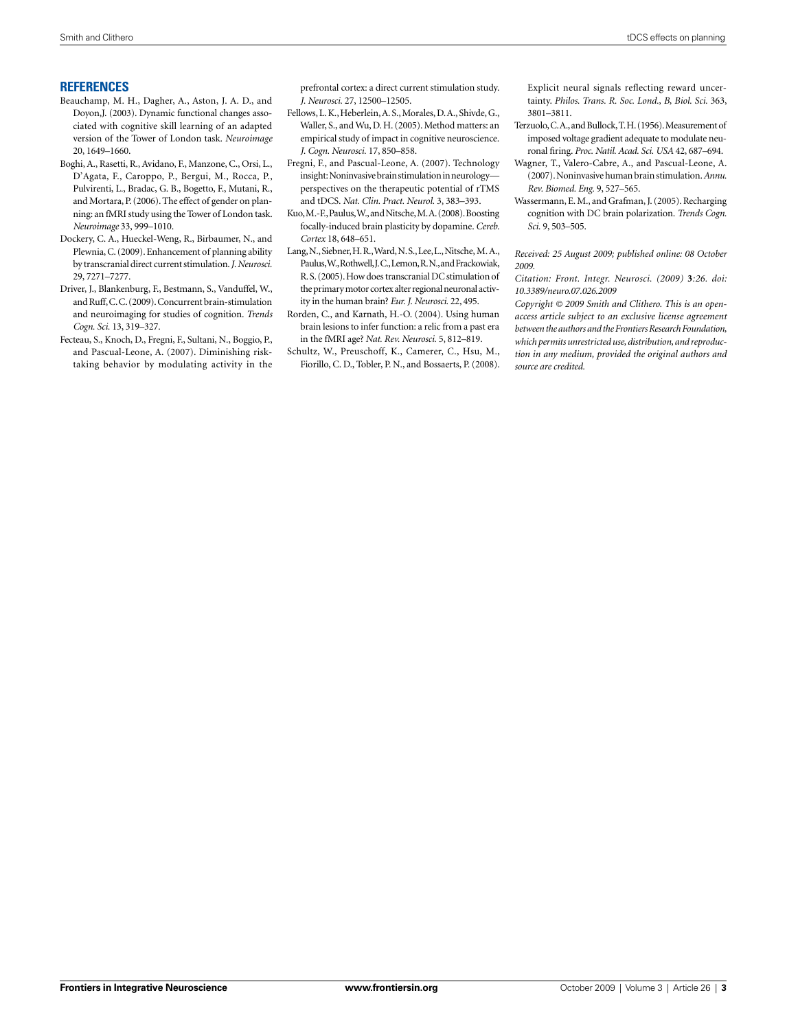## REFERENCES

Beauchamp, M. H., Dagher, A., Aston, J. A. D., and Doyon,J. (2003). Dynamic functional changes associated with cognitive skill learning of an adapted version of the Tower of London task. *Neuroimage* 20, 1649–1660.

Boghi, A., Rasetti, R., Avidano, F., Manzone, C., Orsi, L., D'Agata, F., Caroppo, P., Bergui, M., Rocca, P., Pulvirenti, L., Bradac, G. B., Bogetto, F., Mutani, R., and Mortara, P. (2006). The effect of gender on planning: an fMRI study using the Tower of London task. *Neuroimage* 33, 999–1010.

Dockery, C. A., Hueckel-Weng, R., Birbaumer, N., and Plewnia, C. (2009). Enhancement of planning ability by transcranial direct current stimulation. *J. Neurosci.* 29, 7271–7277.

Driver, J., Blankenburg, F., Bestmann, S., Vanduffel, W., and Ruff, C. C. (2009). Concurrent brain-stimulation and neuroimaging for studies of cognition. *Trends Cogn. Sci.* 13, 319–327.

Fecteau, S., Knoch, D., Fregni, F., Sultani, N., Boggio, P., and Pascual-Leone, A. (2007). Diminishing risk-taking behavior by modulating activity in the prefrontal cortex: a direct current stimulation study. *J. Neurosci.* 27, 12500–12505.

Fellows, L. K., Heberlein, A. S., Morales, D. A., Shivde, G., Waller, S., and Wu, D. H. (2005). Method matters: an empirical study of impact in cognitive neuroscience. *J. Cogn. Neurosci.* 17, 850–858.

Fregni, F., and Pascual-Leone, A. (2007). Technology insight: Noninvasive brain stimulation in neurology—perspectives on the therapeutic potential of rTMS and tDCS. *Nat. Clin. Pract. Neurol.* 3, 383–393.

Kuo, M.-F., Paulus, W., and Nitsche, M. A. (2008). Boosting focally-induced brain plasticity by dopamine. *Cereb. Cortex* 18, 648–651.

Lang, N., Siebner, H. R., Ward, N. S., Lee, L., Nitsche, M. A., Paulus, W., Rothwell, J. C., Lemon, R. N., and Frackowiak, R. S. (2005). How does transcranial DC stimulation of the primary motor cortex alter regional neuronal activity in the human brain? *Eur. J. Neurosci.* 22, 495.

Rorden, C., and Karnath, H.-O. (2004). Using human brain lesions to infer function: a relic from a past era in the fMRI age? *Nat. Rev. Neurosci.* 5, 812–819.

Schultz, W., Preuschoff, K., Camerer, C., Hsu, M., Fiorillo, C. D., Tobler, P. N., and Bossaerts, P. (2008). Explicit neural signals reflecting reward uncertainty. *Philos. Trans. R. Soc. Lond., B, Biol. Sci.* 363, 3801–3811.

Terzuolo, C. A., and Bullock, T. H. (1956). Measurement of imposed voltage gradient adequate to modulate neuronal firing. *Proc. Natil. Acad. Sci. USA* 42, 687–694.

Wagner, T., Valero-Cabre, A., and Pascual-Leone, A. (2007). Noninvasive human brain stimulation. *Annu. Rev. Biomed. Eng.* 9, 527–565.

Wassermann, E. M., and Grafman, J. (2005). Recharging cognition with DC brain polarization. *Trends Cogn. Sci.* 9, 503–505.

*Received: 25 August 2009; published online: 08 October 2009.*

*Citation: Front. Integr. Neurosci. (2009)* ***3****:26. doi: 10.3389/neuro.07.026.2009*

*Copyright © 2009 Smith and Clithero. This is an open-access article subject to an exclusive license agreement between the authors and the Frontiers Research Foundation, which permits unrestricted use, distribution, and reproduction in any medium, provided the original authors and source are credited.*